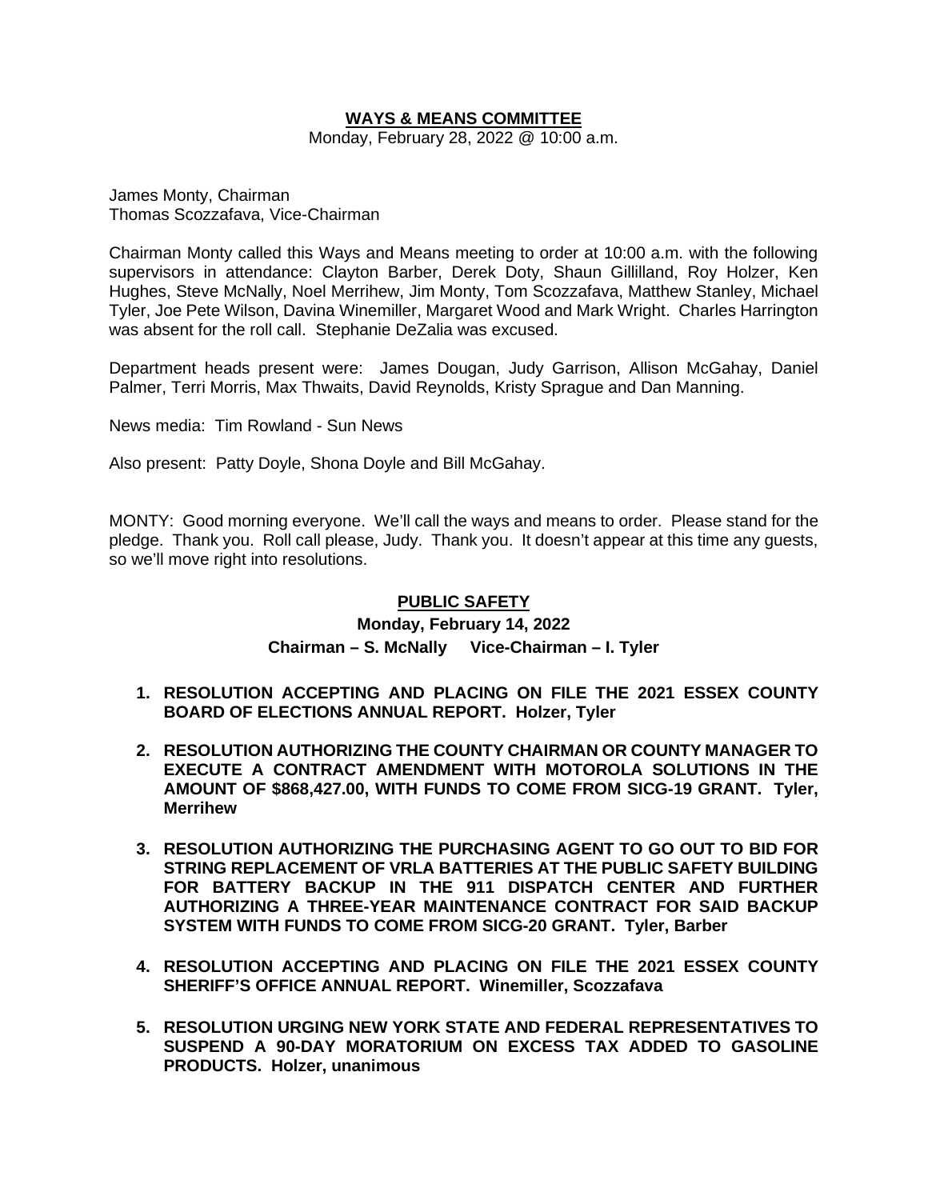## WAYS & MEANS COMMITTEE

Monday, February 28, 2022 @ 10:00 a.m.

James Monty, Chairman
Thomas Scozzafava, Vice-Chairman

Chairman Monty called this Ways and Means meeting to order at 10:00 a.m. with the following supervisors in attendance: Clayton Barber, Derek Doty, Shaun Gillilland, Roy Holzer, Ken Hughes, Steve McNally, Noel Merrihew, Jim Monty, Tom Scozzafava, Matthew Stanley, Michael Tyler, Joe Pete Wilson, Davina Winemiller, Margaret Wood and Mark Wright. Charles Harrington was absent for the roll call. Stephanie DeZalia was excused.

Department heads present were: James Dougan, Judy Garrison, Allison McGahay, Daniel Palmer, Terri Morris, Max Thwaits, David Reynolds, Kristy Sprague and Dan Manning.

News media: Tim Rowland - Sun News

Also present: Patty Doyle, Shona Doyle and Bill McGahay.

MONTY: Good morning everyone. We'll call the ways and means to order. Please stand for the pledge. Thank you. Roll call please, Judy. Thank you. It doesn't appear at this time any guests, so we'll move right into resolutions.

### PUBLIC SAFETY

**Monday, February 14, 2022**

**Chairman – S. McNally Vice-Chairman – I. Tyler**

1. **RESOLUTION ACCEPTING AND PLACING ON FILE THE 2021 ESSEX COUNTY BOARD OF ELECTIONS ANNUAL REPORT. Holzer, Tyler**
2. **RESOLUTION AUTHORIZING THE COUNTY CHAIRMAN OR COUNTY MANAGER TO EXECUTE A CONTRACT AMENDMENT WITH MOTOROLA SOLUTIONS IN THE AMOUNT OF $868,427.00, WITH FUNDS TO COME FROM SICG-19 GRANT. Tyler, Merrihew**
3. **RESOLUTION AUTHORIZING THE PURCHASING AGENT TO GO OUT TO BID FOR STRING REPLACEMENT OF VRLA BATTERIES AT THE PUBLIC SAFETY BUILDING FOR BATTERY BACKUP IN THE 911 DISPATCH CENTER AND FURTHER AUTHORIZING A THREE-YEAR MAINTENANCE CONTRACT FOR SAID BACKUP SYSTEM WITH FUNDS TO COME FROM SICG-20 GRANT. Tyler, Barber**
4. **RESOLUTION ACCEPTING AND PLACING ON FILE THE 2021 ESSEX COUNTY SHERIFF'S OFFICE ANNUAL REPORT. Winemiller, Scozzafava**
5. **RESOLUTION URGING NEW YORK STATE AND FEDERAL REPRESENTATIVES TO SUSPEND A 90-DAY MORATORIUM ON EXCESS TAX ADDED TO GASOLINE PRODUCTS. Holzer, unanimous**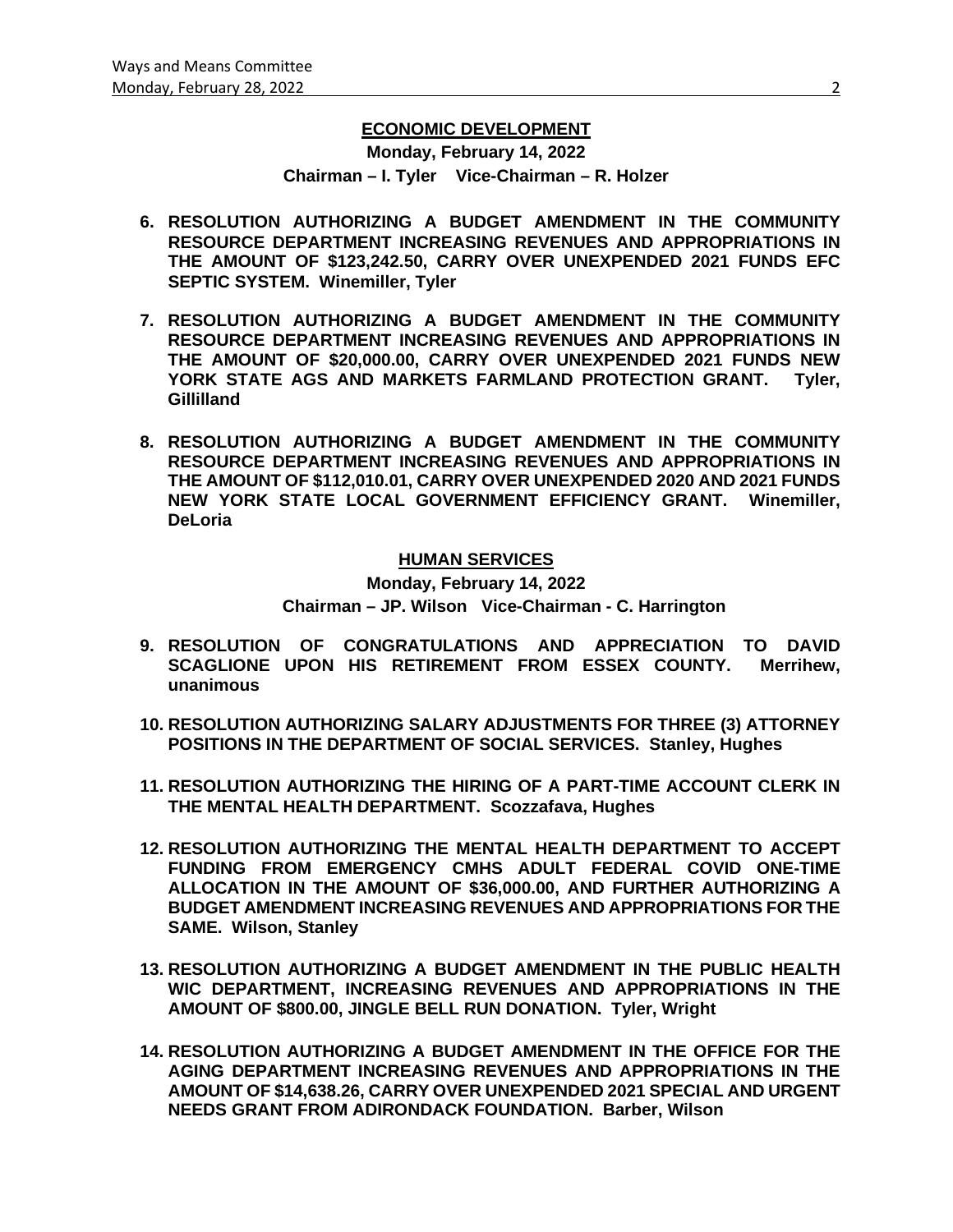## ECONOMIC DEVELOPMENT

**Monday, February 14, 2022**

**Chairman – I. Tyler Vice-Chairman – R. Holzer**

6. **RESOLUTION AUTHORIZING A BUDGET AMENDMENT IN THE COMMUNITY RESOURCE DEPARTMENT INCREASING REVENUES AND APPROPRIATIONS IN THE AMOUNT OF $123,242.50, CARRY OVER UNEXPENDED 2021 FUNDS EFC SEPTIC SYSTEM. Winemiller, Tyler**

7. **RESOLUTION AUTHORIZING A BUDGET AMENDMENT IN THE COMMUNITY RESOURCE DEPARTMENT INCREASING REVENUES AND APPROPRIATIONS IN THE AMOUNT OF $20,000.00, CARRY OVER UNEXPENDED 2021 FUNDS NEW YORK STATE AGS AND MARKETS FARMLAND PROTECTION GRANT. Tyler, Gillilland**

8. **RESOLUTION AUTHORIZING A BUDGET AMENDMENT IN THE COMMUNITY RESOURCE DEPARTMENT INCREASING REVENUES AND APPROPRIATIONS IN THE AMOUNT OF $112,010.01, CARRY OVER UNEXPENDED 2020 AND 2021 FUNDS NEW YORK STATE LOCAL GOVERNMENT EFFICIENCY GRANT. Winemiller, DeLoria**

## HUMAN SERVICES

**Monday, February 14, 2022**

**Chairman – JP. Wilson Vice-Chairman - C. Harrington**

9. **RESOLUTION OF CONGRATULATIONS AND APPRECIATION TO DAVID SCAGLIONE UPON HIS RETIREMENT FROM ESSEX COUNTY. Merrihew, unanimous**

10. **RESOLUTION AUTHORIZING SALARY ADJUSTMENTS FOR THREE (3) ATTORNEY POSITIONS IN THE DEPARTMENT OF SOCIAL SERVICES. Stanley, Hughes**

11. **RESOLUTION AUTHORIZING THE HIRING OF A PART-TIME ACCOUNT CLERK IN THE MENTAL HEALTH DEPARTMENT. Scozzafava, Hughes**

12. **RESOLUTION AUTHORIZING THE MENTAL HEALTH DEPARTMENT TO ACCEPT FUNDING FROM EMERGENCY CMHS ADULT FEDERAL COVID ONE-TIME ALLOCATION IN THE AMOUNT OF $36,000.00, AND FURTHER AUTHORIZING A BUDGET AMENDMENT INCREASING REVENUES AND APPROPRIATIONS FOR THE SAME. Wilson, Stanley**

13. **RESOLUTION AUTHORIZING A BUDGET AMENDMENT IN THE PUBLIC HEALTH WIC DEPARTMENT, INCREASING REVENUES AND APPROPRIATIONS IN THE AMOUNT OF $800.00, JINGLE BELL RUN DONATION. Tyler, Wright**

14. **RESOLUTION AUTHORIZING A BUDGET AMENDMENT IN THE OFFICE FOR THE AGING DEPARTMENT INCREASING REVENUES AND APPROPRIATIONS IN THE AMOUNT OF $14,638.26, CARRY OVER UNEXPENDED 2021 SPECIAL AND URGENT NEEDS GRANT FROM ADIRONDACK FOUNDATION. Barber, Wilson**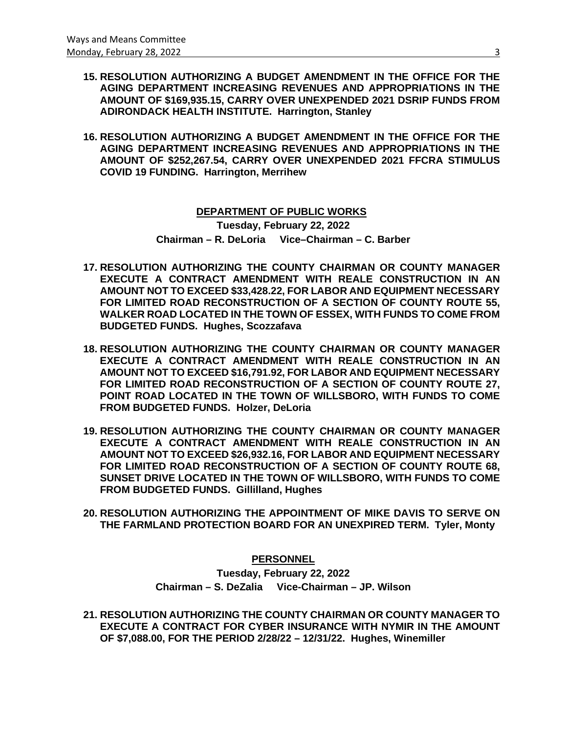**15. RESOLUTION AUTHORIZING A BUDGET AMENDMENT IN THE OFFICE FOR THE AGING DEPARTMENT INCREASING REVENUES AND APPROPRIATIONS IN THE AMOUNT OF $169,935.15, CARRY OVER UNEXPENDED 2021 DSRIP FUNDS FROM ADIRONDACK HEALTH INSTITUTE. Harrington, Stanley**

**16. RESOLUTION AUTHORIZING A BUDGET AMENDMENT IN THE OFFICE FOR THE AGING DEPARTMENT INCREASING REVENUES AND APPROPRIATIONS IN THE AMOUNT OF $252,267.54, CARRY OVER UNEXPENDED 2021 FFCRA STIMULUS COVID 19 FUNDING. Harrington, Merrihew**

## DEPARTMENT OF PUBLIC WORKS

**Tuesday, February 22, 2022**

**Chairman – R. DeLoria Vice–Chairman – C. Barber**

**17. RESOLUTION AUTHORIZING THE COUNTY CHAIRMAN OR COUNTY MANAGER EXECUTE A CONTRACT AMENDMENT WITH REALE CONSTRUCTION IN AN AMOUNT NOT TO EXCEED $33,428.22, FOR LABOR AND EQUIPMENT NECESSARY FOR LIMITED ROAD RECONSTRUCTION OF A SECTION OF COUNTY ROUTE 55, WALKER ROAD LOCATED IN THE TOWN OF ESSEX, WITH FUNDS TO COME FROM BUDGETED FUNDS. Hughes, Scozzafava**

**18. RESOLUTION AUTHORIZING THE COUNTY CHAIRMAN OR COUNTY MANAGER EXECUTE A CONTRACT AMENDMENT WITH REALE CONSTRUCTION IN AN AMOUNT NOT TO EXCEED $16,791.92, FOR LABOR AND EQUIPMENT NECESSARY FOR LIMITED ROAD RECONSTRUCTION OF A SECTION OF COUNTY ROUTE 27, POINT ROAD LOCATED IN THE TOWN OF WILLSBORO, WITH FUNDS TO COME FROM BUDGETED FUNDS. Holzer, DeLoria**

**19. RESOLUTION AUTHORIZING THE COUNTY CHAIRMAN OR COUNTY MANAGER EXECUTE A CONTRACT AMENDMENT WITH REALE CONSTRUCTION IN AN AMOUNT NOT TO EXCEED $26,932.16, FOR LABOR AND EQUIPMENT NECESSARY FOR LIMITED ROAD RECONSTRUCTION OF A SECTION OF COUNTY ROUTE 68, SUNSET DRIVE LOCATED IN THE TOWN OF WILLSBORO, WITH FUNDS TO COME FROM BUDGETED FUNDS. Gillilland, Hughes**

**20. RESOLUTION AUTHORIZING THE APPOINTMENT OF MIKE DAVIS TO SERVE ON THE FARMLAND PROTECTION BOARD FOR AN UNEXPIRED TERM. Tyler, Monty**

## PERSONNEL

**Tuesday, February 22, 2022**

**Chairman – S. DeZalia Vice-Chairman – JP. Wilson**

**21. RESOLUTION AUTHORIZING THE COUNTY CHAIRMAN OR COUNTY MANAGER TO EXECUTE A CONTRACT FOR CYBER INSURANCE WITH NYMIR IN THE AMOUNT OF $7,088.00, FOR THE PERIOD 2/28/22 – 12/31/22. Hughes, Winemiller**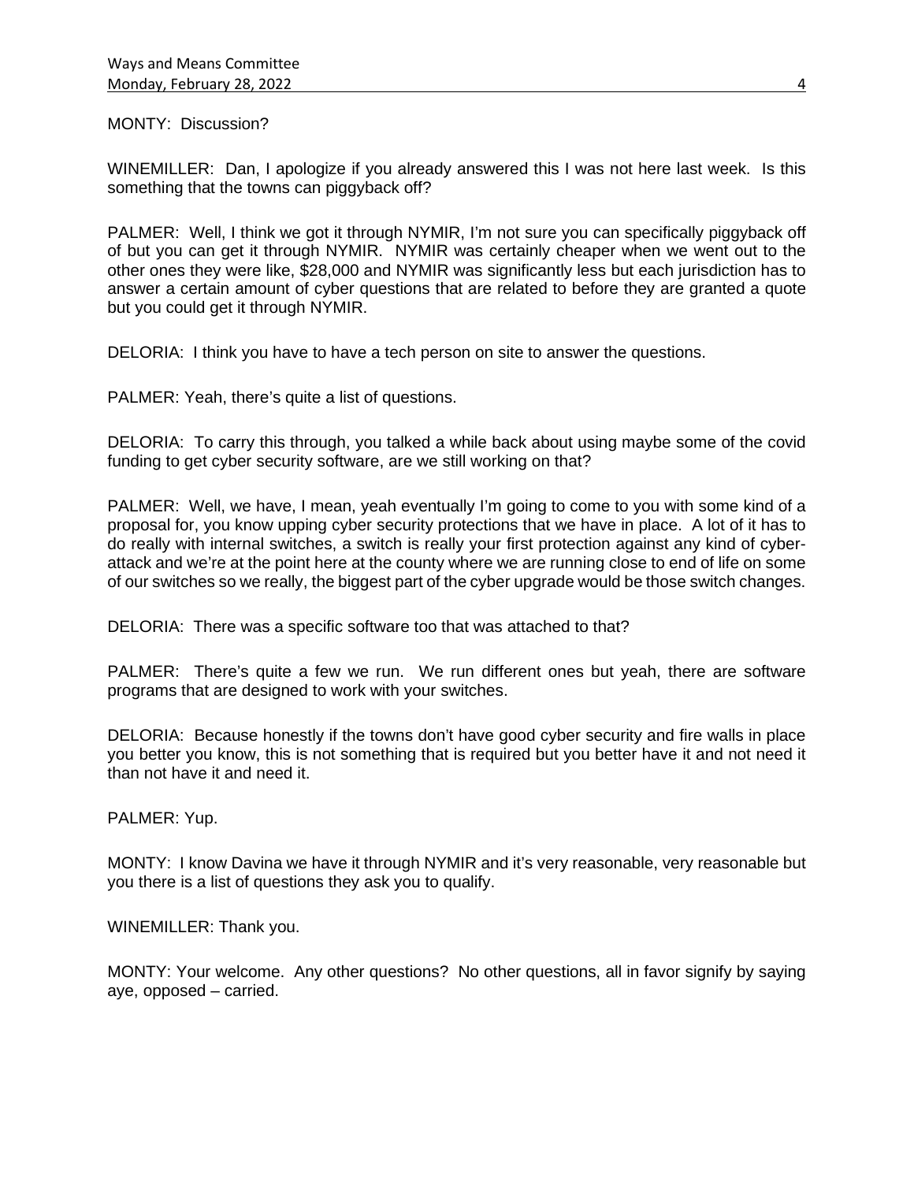MONTY: Discussion?

WINEMILLER: Dan, I apologize if you already answered this I was not here last week. Is this something that the towns can piggyback off?

PALMER: Well, I think we got it through NYMIR, I'm not sure you can specifically piggyback off of but you can get it through NYMIR. NYMIR was certainly cheaper when we went out to the other ones they were like, $28,000 and NYMIR was significantly less but each jurisdiction has to answer a certain amount of cyber questions that are related to before they are granted a quote but you could get it through NYMIR.

DELORIA: I think you have to have a tech person on site to answer the questions.

PALMER: Yeah, there's quite a list of questions.

DELORIA: To carry this through, you talked a while back about using maybe some of the covid funding to get cyber security software, are we still working on that?

PALMER: Well, we have, I mean, yeah eventually I'm going to come to you with some kind of a proposal for, you know upping cyber security protections that we have in place. A lot of it has to do really with internal switches, a switch is really your first protection against any kind of cyber-attack and we're at the point here at the county where we are running close to end of life on some of our switches so we really, the biggest part of the cyber upgrade would be those switch changes.

DELORIA: There was a specific software too that was attached to that?

PALMER: There's quite a few we run. We run different ones but yeah, there are software programs that are designed to work with your switches.

DELORIA: Because honestly if the towns don't have good cyber security and fire walls in place you better you know, this is not something that is required but you better have it and not need it than not have it and need it.

PALMER: Yup.

MONTY: I know Davina we have it through NYMIR and it's very reasonable, very reasonable but you there is a list of questions they ask you to qualify.

WINEMILLER: Thank you.

MONTY: Your welcome. Any other questions? No other questions, all in favor signify by saying aye, opposed – carried.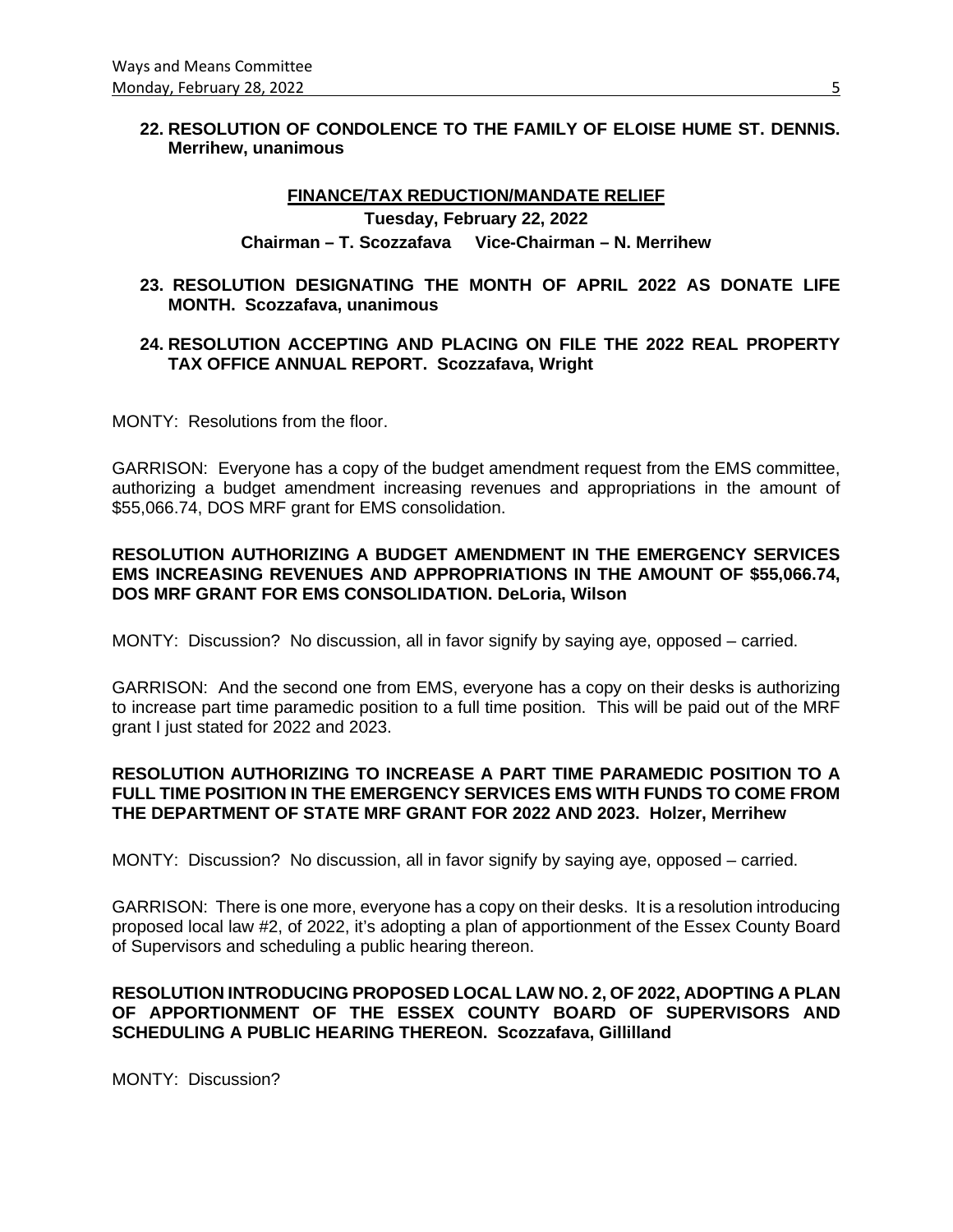**22. RESOLUTION OF CONDOLENCE TO THE FAMILY OF ELOISE HUME ST. DENNIS. Merrihew, unanimous**

**FINANCE/TAX REDUCTION/MANDATE RELIEF**

**Tuesday, February 22, 2022**

**Chairman – T. Scozzafava Vice-Chairman – N. Merrihew**

**23. RESOLUTION DESIGNATING THE MONTH OF APRIL 2022 AS DONATE LIFE MONTH. Scozzafava, unanimous**

**24. RESOLUTION ACCEPTING AND PLACING ON FILE THE 2022 REAL PROPERTY TAX OFFICE ANNUAL REPORT. Scozzafava, Wright**

MONTY: Resolutions from the floor.

GARRISON: Everyone has a copy of the budget amendment request from the EMS committee, authorizing a budget amendment increasing revenues and appropriations in the amount of $55,066.74, DOS MRF grant for EMS consolidation.

**RESOLUTION AUTHORIZING A BUDGET AMENDMENT IN THE EMERGENCY SERVICES EMS INCREASING REVENUES AND APPROPRIATIONS IN THE AMOUNT OF $55,066.74, DOS MRF GRANT FOR EMS CONSOLIDATION. DeLoria, Wilson**

MONTY: Discussion? No discussion, all in favor signify by saying aye, opposed – carried.

GARRISON: And the second one from EMS, everyone has a copy on their desks is authorizing to increase part time paramedic position to a full time position. This will be paid out of the MRF grant I just stated for 2022 and 2023.

**RESOLUTION AUTHORIZING TO INCREASE A PART TIME PARAMEDIC POSITION TO A FULL TIME POSITION IN THE EMERGENCY SERVICES EMS WITH FUNDS TO COME FROM THE DEPARTMENT OF STATE MRF GRANT FOR 2022 AND 2023. Holzer, Merrihew**

MONTY: Discussion? No discussion, all in favor signify by saying aye, opposed – carried.

GARRISON: There is one more, everyone has a copy on their desks. It is a resolution introducing proposed local law #2, of 2022, it's adopting a plan of apportionment of the Essex County Board of Supervisors and scheduling a public hearing thereon.

**RESOLUTION INTRODUCING PROPOSED LOCAL LAW NO. 2, OF 2022, ADOPTING A PLAN OF APPORTIONMENT OF THE ESSEX COUNTY BOARD OF SUPERVISORS AND SCHEDULING A PUBLIC HEARING THEREON. Scozzafava, Gillilland**

MONTY: Discussion?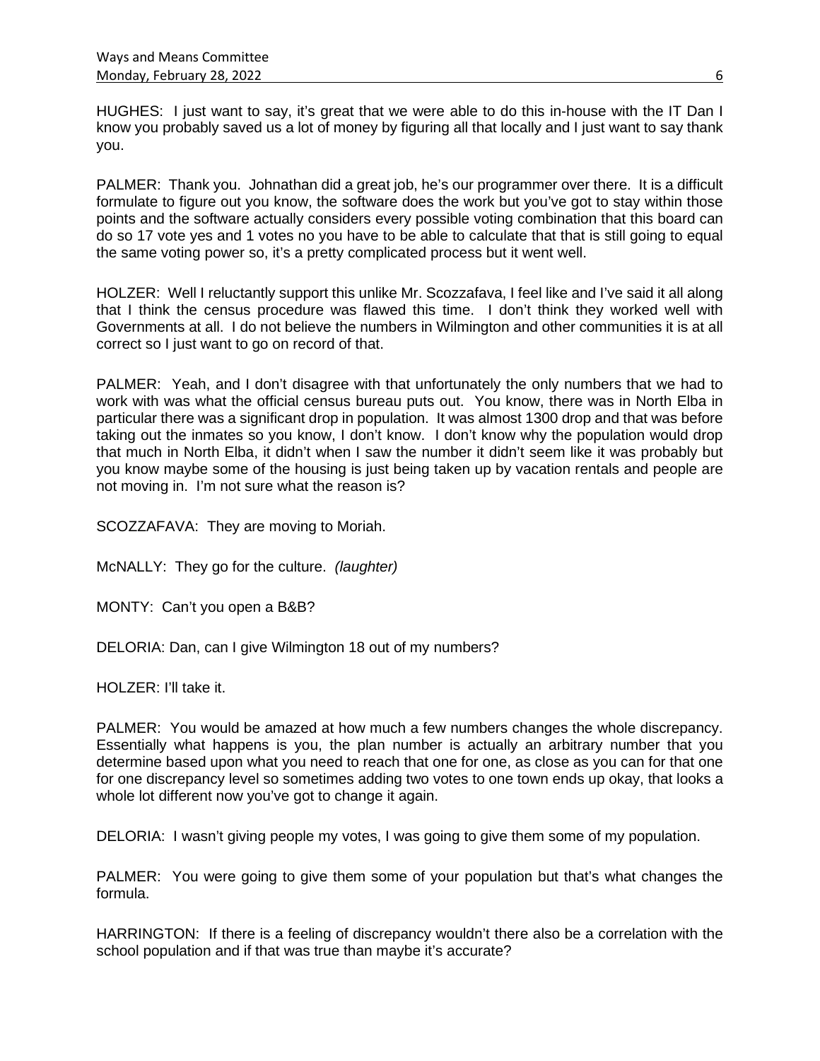HUGHES: I just want to say, it's great that we were able to do this in-house with the IT Dan I know you probably saved us a lot of money by figuring all that locally and I just want to say thank you.

PALMER: Thank you. Johnathan did a great job, he's our programmer over there. It is a difficult formulate to figure out you know, the software does the work but you've got to stay within those points and the software actually considers every possible voting combination that this board can do so 17 vote yes and 1 votes no you have to be able to calculate that that is still going to equal the same voting power so, it's a pretty complicated process but it went well.

HOLZER: Well I reluctantly support this unlike Mr. Scozzafava, I feel like and I've said it all along that I think the census procedure was flawed this time. I don't think they worked well with Governments at all. I do not believe the numbers in Wilmington and other communities it is at all correct so I just want to go on record of that.

PALMER: Yeah, and I don't disagree with that unfortunately the only numbers that we had to work with was what the official census bureau puts out. You know, there was in North Elba in particular there was a significant drop in population. It was almost 1300 drop and that was before taking out the inmates so you know, I don't know. I don't know why the population would drop that much in North Elba, it didn't when I saw the number it didn't seem like it was probably but you know maybe some of the housing is just being taken up by vacation rentals and people are not moving in. I'm not sure what the reason is?

SCOZZAFAVA: They are moving to Moriah.

McNALLY: They go for the culture. *(laughter)*

MONTY: Can't you open a B&B?

DELORIA: Dan, can I give Wilmington 18 out of my numbers?

HOLZER: I'll take it.

PALMER: You would be amazed at how much a few numbers changes the whole discrepancy. Essentially what happens is you, the plan number is actually an arbitrary number that you determine based upon what you need to reach that one for one, as close as you can for that one for one discrepancy level so sometimes adding two votes to one town ends up okay, that looks a whole lot different now you've got to change it again.

DELORIA: I wasn't giving people my votes, I was going to give them some of my population.

PALMER: You were going to give them some of your population but that's what changes the formula.

HARRINGTON: If there is a feeling of discrepancy wouldn't there also be a correlation with the school population and if that was true than maybe it's accurate?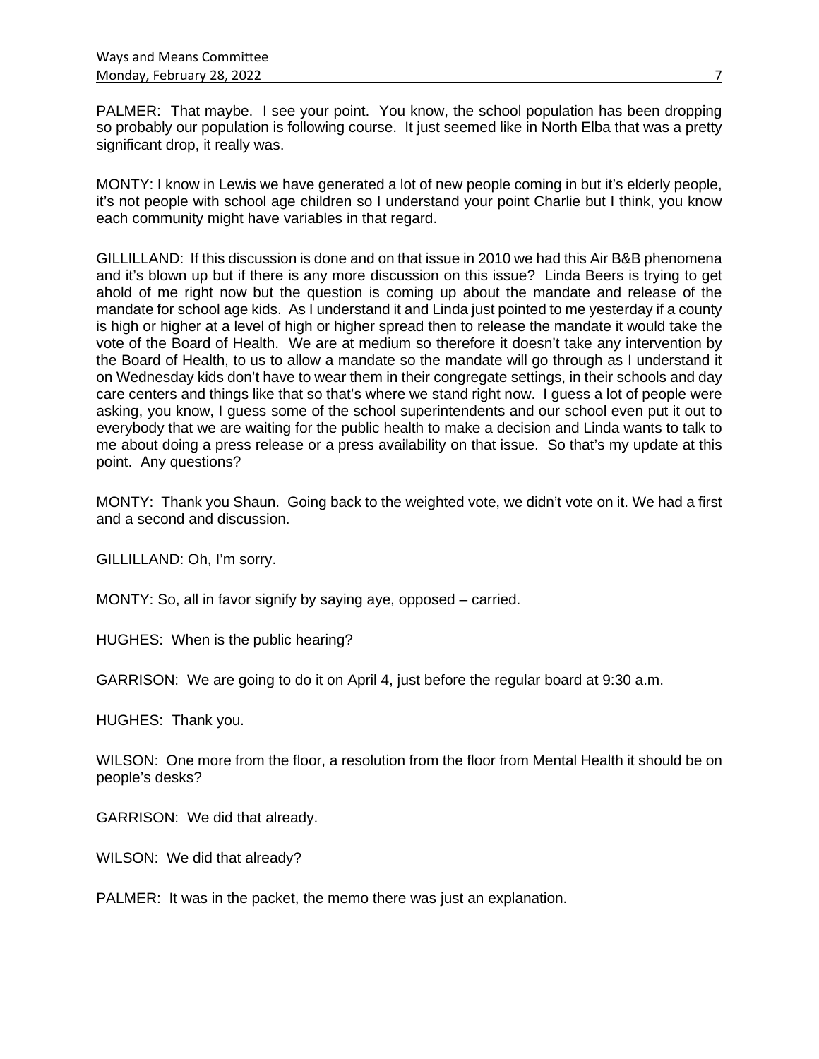PALMER: That maybe. I see your point. You know, the school population has been dropping so probably our population is following course. It just seemed like in North Elba that was a pretty significant drop, it really was.

MONTY: I know in Lewis we have generated a lot of new people coming in but it's elderly people, it's not people with school age children so I understand your point Charlie but I think, you know each community might have variables in that regard.

GILLILLAND: If this discussion is done and on that issue in 2010 we had this Air B&B phenomena and it's blown up but if there is any more discussion on this issue? Linda Beers is trying to get ahold of me right now but the question is coming up about the mandate and release of the mandate for school age kids. As I understand it and Linda just pointed to me yesterday if a county is high or higher at a level of high or higher spread then to release the mandate it would take the vote of the Board of Health. We are at medium so therefore it doesn't take any intervention by the Board of Health, to us to allow a mandate so the mandate will go through as I understand it on Wednesday kids don't have to wear them in their congregate settings, in their schools and day care centers and things like that so that's where we stand right now. I guess a lot of people were asking, you know, I guess some of the school superintendents and our school even put it out to everybody that we are waiting for the public health to make a decision and Linda wants to talk to me about doing a press release or a press availability on that issue. So that's my update at this point. Any questions?

MONTY: Thank you Shaun. Going back to the weighted vote, we didn't vote on it. We had a first and a second and discussion.

GILLILLAND: Oh, I'm sorry.

MONTY: So, all in favor signify by saying aye, opposed – carried.

HUGHES: When is the public hearing?

GARRISON: We are going to do it on April 4, just before the regular board at 9:30 a.m.

HUGHES: Thank you.

WILSON: One more from the floor, a resolution from the floor from Mental Health it should be on people's desks?

GARRISON: We did that already.

WILSON: We did that already?

PALMER: It was in the packet, the memo there was just an explanation.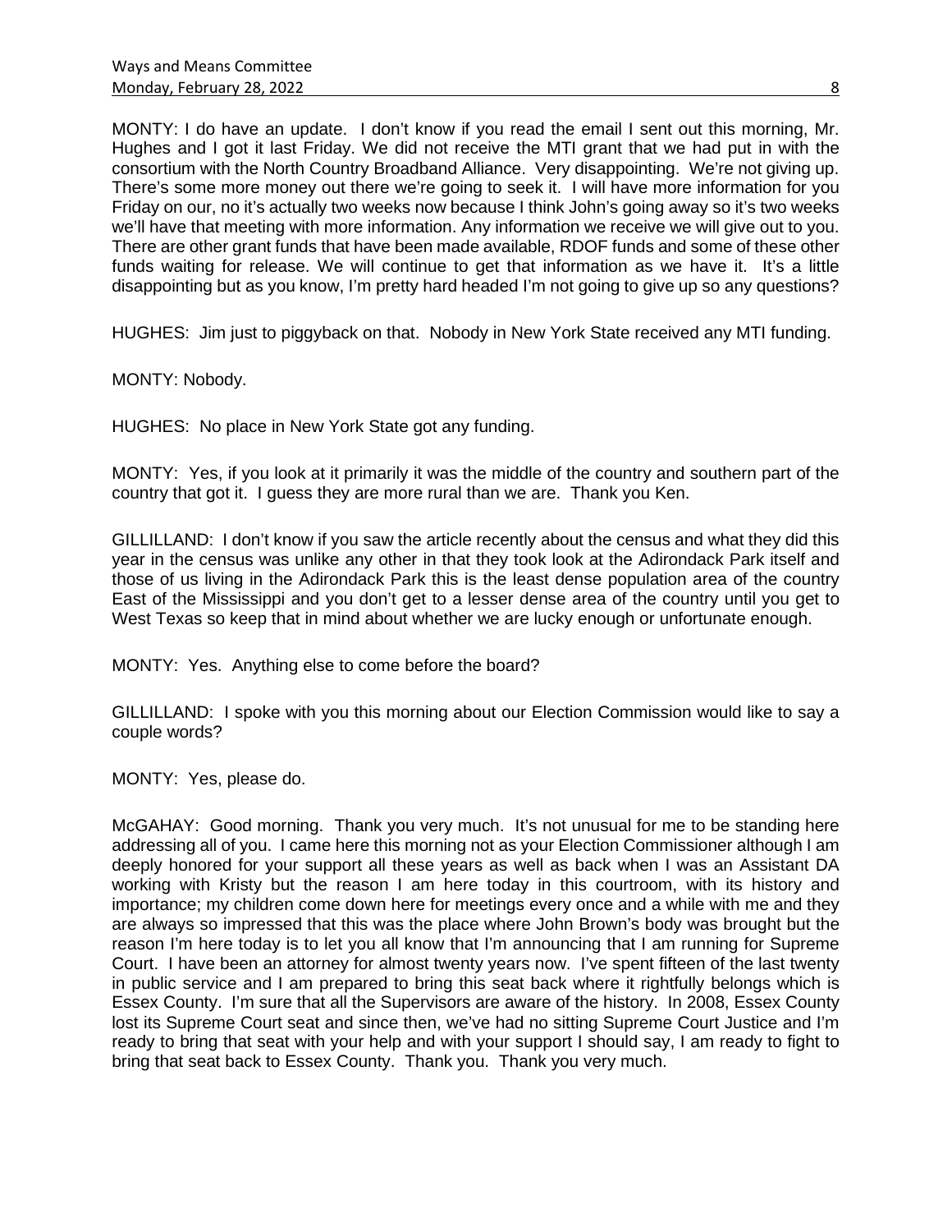MONTY: I do have an update. I don't know if you read the email I sent out this morning, Mr. Hughes and I got it last Friday. We did not receive the MTI grant that we had put in with the consortium with the North Country Broadband Alliance. Very disappointing. We're not giving up. There's some more money out there we're going to seek it. I will have more information for you Friday on our, no it's actually two weeks now because I think John's going away so it's two weeks we'll have that meeting with more information. Any information we receive we will give out to you. There are other grant funds that have been made available, RDOF funds and some of these other funds waiting for release. We will continue to get that information as we have it. It's a little disappointing but as you know, I'm pretty hard headed I'm not going to give up so any questions?

HUGHES: Jim just to piggyback on that. Nobody in New York State received any MTI funding.

MONTY: Nobody.

HUGHES: No place in New York State got any funding.

MONTY: Yes, if you look at it primarily it was the middle of the country and southern part of the country that got it. I guess they are more rural than we are. Thank you Ken.

GILLILLAND: I don't know if you saw the article recently about the census and what they did this year in the census was unlike any other in that they took look at the Adirondack Park itself and those of us living in the Adirondack Park this is the least dense population area of the country East of the Mississippi and you don't get to a lesser dense area of the country until you get to West Texas so keep that in mind about whether we are lucky enough or unfortunate enough.

MONTY: Yes. Anything else to come before the board?

GILLILLAND: I spoke with you this morning about our Election Commission would like to say a couple words?

MONTY: Yes, please do.

McGAHAY: Good morning. Thank you very much. It's not unusual for me to be standing here addressing all of you. I came here this morning not as your Election Commissioner although I am deeply honored for your support all these years as well as back when I was an Assistant DA working with Kristy but the reason I am here today in this courtroom, with its history and importance; my children come down here for meetings every once and a while with me and they are always so impressed that this was the place where John Brown's body was brought but the reason I'm here today is to let you all know that I'm announcing that I am running for Supreme Court. I have been an attorney for almost twenty years now. I've spent fifteen of the last twenty in public service and I am prepared to bring this seat back where it rightfully belongs which is Essex County. I'm sure that all the Supervisors are aware of the history. In 2008, Essex County lost its Supreme Court seat and since then, we've had no sitting Supreme Court Justice and I'm ready to bring that seat with your help and with your support I should say, I am ready to fight to bring that seat back to Essex County. Thank you. Thank you very much.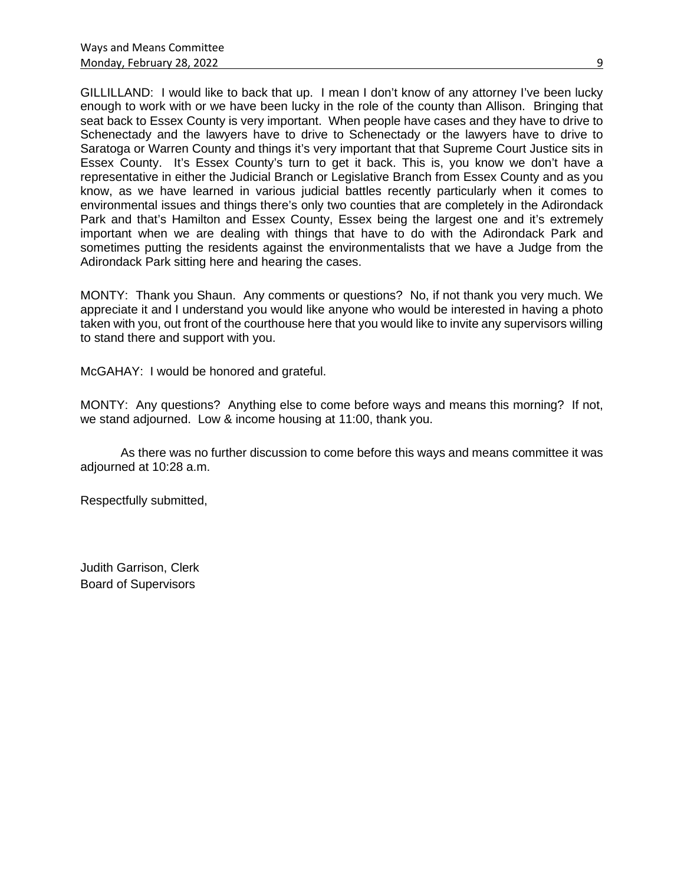GILLILLAND: I would like to back that up. I mean I don't know of any attorney I've been lucky enough to work with or we have been lucky in the role of the county than Allison. Bringing that seat back to Essex County is very important. When people have cases and they have to drive to Schenectady and the lawyers have to drive to Schenectady or the lawyers have to drive to Saratoga or Warren County and things it's very important that that Supreme Court Justice sits in Essex County. It's Essex County's turn to get it back. This is, you know we don't have a representative in either the Judicial Branch or Legislative Branch from Essex County and as you know, as we have learned in various judicial battles recently particularly when it comes to environmental issues and things there's only two counties that are completely in the Adirondack Park and that's Hamilton and Essex County, Essex being the largest one and it's extremely important when we are dealing with things that have to do with the Adirondack Park and sometimes putting the residents against the environmentalists that we have a Judge from the Adirondack Park sitting here and hearing the cases.

MONTY: Thank you Shaun. Any comments or questions? No, if not thank you very much. We appreciate it and I understand you would like anyone who would be interested in having a photo taken with you, out front of the courthouse here that you would like to invite any supervisors willing to stand there and support with you.

McGAHAY: I would be honored and grateful.

MONTY: Any questions? Anything else to come before ways and means this morning? If not, we stand adjourned. Low & income housing at 11:00, thank you.

As there was no further discussion to come before this ways and means committee it was adjourned at 10:28 a.m.

Respectfully submitted,

Judith Garrison, Clerk
Board of Supervisors